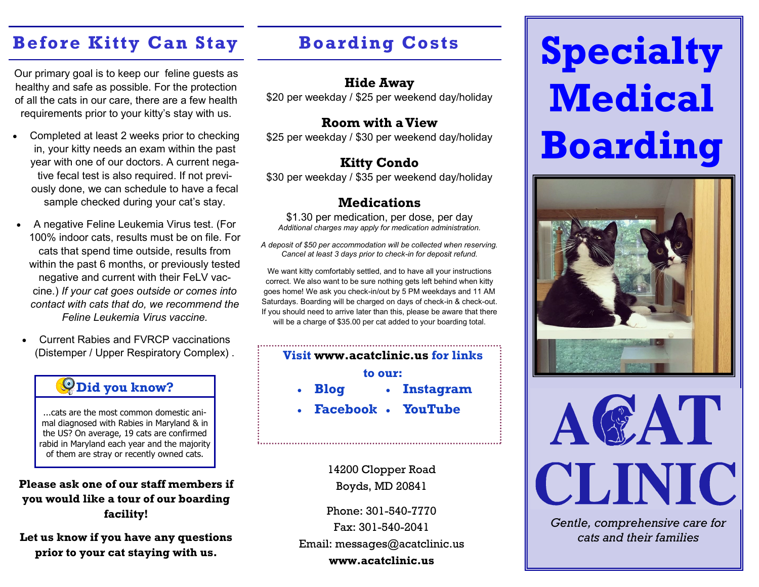## Before Kitty Can Stay

Our primary goal is to keep our feline guests as healthy and safe as possible. For the protection of all the cats in our care, there are a few health requirements prior to your kitty's stay with us.

- Completed at least 2 weeks prior to checking in, your kitty needs an exam within the past year with one of our doctors. A current negative fecal test is also required. If not previously done, we can schedule to have a fecal sample checked during your cat's stay.
- A negative Feline Leukemia Virus test. (For 100% indoor cats, results must be on file. For cats that spend time outside, results from within the past 6 months, or previously tested negative and current with their FeLV vaccine.) *If your cat goes outside or comes into contact with cats that do, we recommend the Feline Leukemia Virus vaccine.*
- Current Rabies and FVRCP vaccinations (Distemper / Upper Respiratory Complex) .

### Did you know?

...cats are the most common domestic animal diagnosed with Rabies in Maryland & in the US? On average, 19 cats are confirmed rabid in Maryland each year and the majority of them are stray or recently owned cats.

**Please ask one of our staff members if you would like a tour of our boarding facility!**

**Let us know if you have any questions prior to your cat staying with us.**

## Boarding Costs

**Hide Away**
$20 per weekday / $25 per weekend day/holiday

**Room with a View**
$25 per weekday / $30 per weekend day/holiday

**Kitty Condo**
$30 per weekday / $35 per weekend day/holiday

**Medications**
$1.30 per medication, per dose, per day
*Additional charges may apply for medication administration.*

*A deposit of $50 per accommodation will be collected when reserving. Cancel at least 3 days prior to check-in for deposit refund.*

We want kitty comfortably settled, and to have all your instructions correct. We also want to be sure nothing gets left behind when kitty goes home! We ask you check-in/out by 5 PM weekdays and 11 AM Saturdays. Boarding will be charged on days of check-in & check-out. If you should need to arrive later than this, please be aware that there will be a charge of $35.00 per cat added to your boarding total.

**Visit www.acatclinic.us for links to our:**

- **Blog**
- **Instagram**
- **Facebook**
- **YouTube**

14200 Clopper Road
Boyds, MD 20841

Phone: 301-540-7770
Fax: 301-540-2041
Email: messages@acatclinic.us
**www.acatclinic.us**

# Specialty Medical Boarding

# ACAT CLINIC

*Gentle, comprehensive care for cats and their families*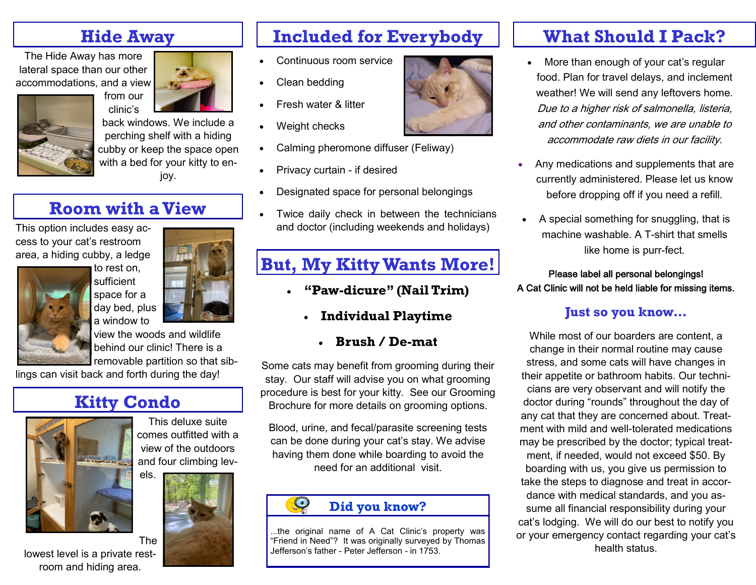## Hide Away

The Hide Away has more lateral space than our other accommodations, and a view from our clinic's back windows. We include a perching shelf with a hiding cubby or keep the space open with a bed for your kitty to enjoy.

## Room with a View

This option includes easy access to your cat's restroom area, a hiding cubby, a ledge to rest on, sufficient space for a day bed, plus a window to view the woods and wildlife behind our clinic! There is a removable partition so that siblings can visit back and forth during the day!

## Kitty Condo

This deluxe suite comes outfitted with a view of the outdoors and four climbing levels.

The lowest level is a private restroom and hiding area.

## Included for Everybody

- Continuous room service
- Clean bedding
- Fresh water & litter
- Weight checks
- Calming pheromone diffuser (Feliway)
- Privacy curtain - if desired
- Designated space for personal belongings
- Twice daily check in between the technicians and doctor (including weekends and holidays)

## But, My Kitty Wants More!

- **"Paw-dicure" (Nail Trim)**
- **Individual Playtime**
- **Brush / De-mat**

Some cats may benefit from grooming during their stay. Our staff will advise you on what grooming procedure is best for your kitty. See our Grooming Brochure for more details on grooming options.

Blood, urine, and fecal/parasite screening tests can be done during your cat's stay. We advise having them done while boarding to avoid the need for an additional visit.

### Did you know?

...the original name of A Cat Clinic's property was "Friend in Need"? It was originally surveyed by Thomas Jefferson's father - Peter Jefferson - in 1753.

## What Should I Pack?

- More than enough of your cat's regular food. Plan for travel delays, and inclement weather! We will send any leftovers home. *Due to a higher risk of salmonella, listeria, and other contaminants, we are unable to accommodate raw diets in our facility.*
- Any medications and supplements that are currently administered. Please let us know before dropping off if you need a refill.
- A special something for snuggling, that is machine washable. A T-shirt that smells like home is purr-fect.

Please label all personal belongings!
A Cat Clinic will not be held liable for missing items.

### Just so you know...

While most of our boarders are content, a change in their normal routine may cause stress, and some cats will have changes in their appetite or bathroom habits. Our technicians are very observant and will notify the doctor during "rounds" throughout the day of any cat that they are concerned about. Treatment with mild and well-tolerated medications may be prescribed by the doctor; typical treatment, if needed, would not exceed $50. By boarding with us, you give us permission to take the steps to diagnose and treat in accordance with medical standards, and you assume all financial responsibility during your cat's lodging. We will do our best to notify you or your emergency contact regarding your cat's health status.